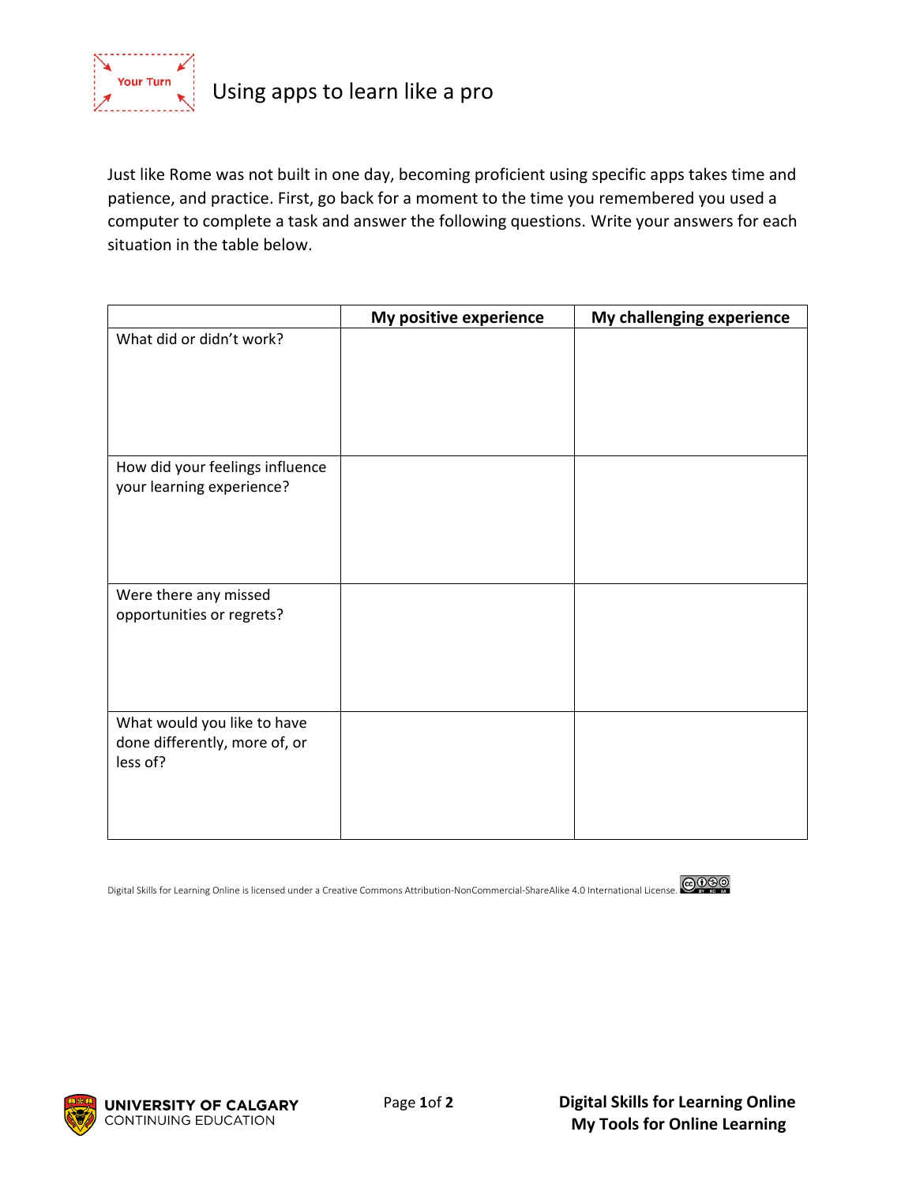Your Turn

# Using apps to learn like a pro

Just like Rome was not built in one day, becoming proficient using specific apps takes time and patience, and practice. First, go back for a moment to the time you remembered you used a computer to complete a task and answer the following questions. Write your answers for each situation in the table below.

| | **My positive experience** | **My challenging experience** |
|---|---|---|
| What did or didn't work? | | |
| How did your feelings influence your learning experience? | | |
| Were there any missed opportunities or regrets? | | |
| What would you like to have done differently, more of, or less of? | | |

Digital Skills for Learning Online is licensed under a Creative Commons Attribution-NonCommercial-ShareAlike 4.0 International License.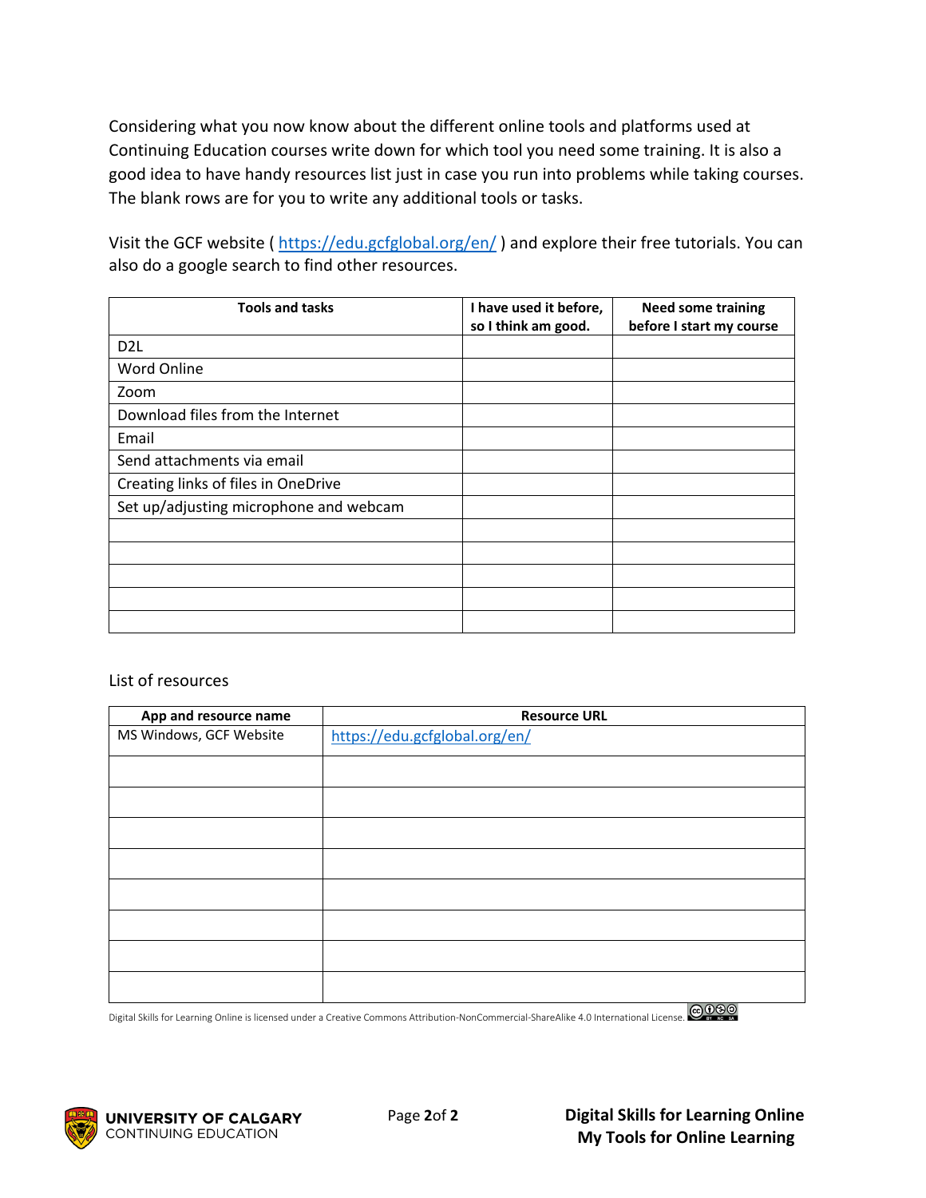Considering what you now know about the different online tools and platforms used at Continuing Education courses write down for which tool you need some training. It is also a good idea to have handy resources list just in case you run into problems while taking courses. The blank rows are for you to write any additional tools or tasks.

Visit the GCF website ( https://edu.gcfglobal.org/en/ ) and explore their free tutorials. You can also do a google search to find other resources.

| Tools and tasks | I have used it before, so I think am good. | Need some training before I start my course |
|---|---|---|
| D2L | | |
| Word Online | | |
| Zoom | | |
| Download files from the Internet | | |
| Email | | |
| Send attachments via email | | |
| Creating links of files in OneDrive | | |
| Set up/adjusting microphone and webcam | | |
| | | |
| | | |
| | | |
| | | |
| | | |

List of resources

| App and resource name | Resource URL |
|---|---|
| MS Windows, GCF Website | https://edu.gcfglobal.org/en/ |
| | |
| | |
| | |
| | |
| | |
| | |
| | |
| | |

Digital Skills for Learning Online is licensed under a Creative Commons Attribution-NonCommercial-ShareAlike 4.0 International License.